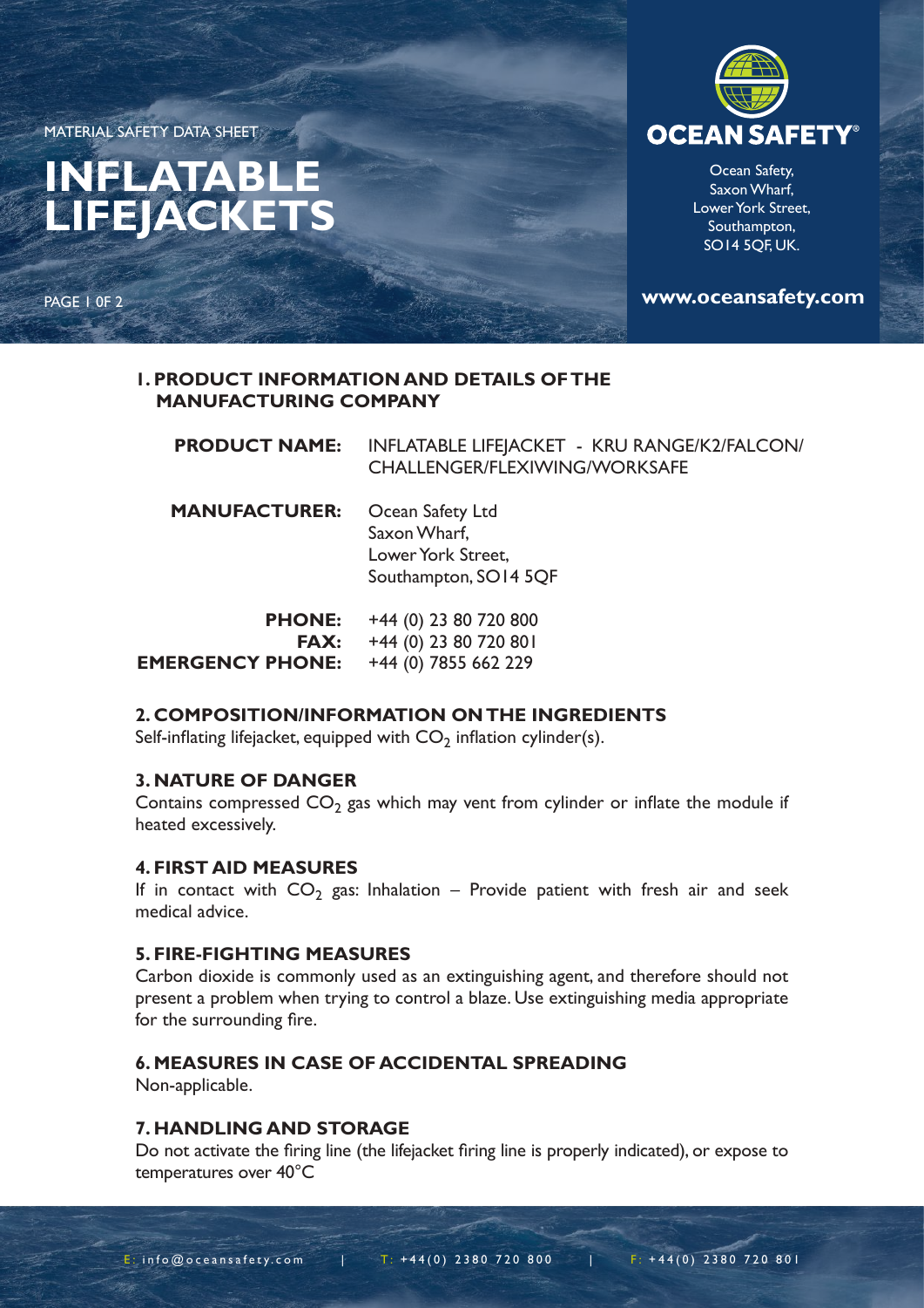MATERIAL SAFETY DATA SHEET

# INFLATABLE LIFEJACKETS

**OCEAN SAFETY®**

Ocean Safety,
Saxon Wharf,
Lower York Street,
Southampton,
SO14 5QF, UK.

**www.oceansafety.com**

## 1. PRODUCT INFORMATION AND DETAILS OF THE MANUFACTURING COMPANY

**PRODUCT NAME:** INFLATABLE LIFEJACKET - KRU RANGE/K2/FALCON/CHALLENGER/FLEXIWING/WORKSAFE

**MANUFACTURER:** Ocean Safety Ltd
Saxon Wharf,
Lower York Street,
Southampton, SO14 5QF

**PHONE:** +44 (0) 23 80 720 800
**FAX:** +44 (0) 23 80 720 801
**EMERGENCY PHONE:** +44 (0) 7855 662 229

## 2. COMPOSITION/INFORMATION ON THE INGREDIENTS

Self-inflating lifejacket, equipped with $CO_2$ inflation cylinder(s).

## 3. NATURE OF DANGER

Contains compressed $CO_2$ gas which may vent from cylinder or inflate the module if heated excessively.

## 4. FIRST AID MEASURES

If in contact with $CO_2$ gas: Inhalation – Provide patient with fresh air and seek medical advice.

## 5. FIRE-FIGHTING MEASURES

Carbon dioxide is commonly used as an extinguishing agent, and therefore should not present a problem when trying to control a blaze. Use extinguishing media appropriate for the surrounding fire.

## 6. MEASURES IN CASE OF ACCIDENTAL SPREADING

Non-applicable.

## 7. HANDLING AND STORAGE

Do not activate the firing line (the lifejacket firing line is properly indicated), or expose to temperatures over 40°C

E: info@oceansafety.com | T: +44(0) 2380 720 800 | F: +44(0) 2380 720 801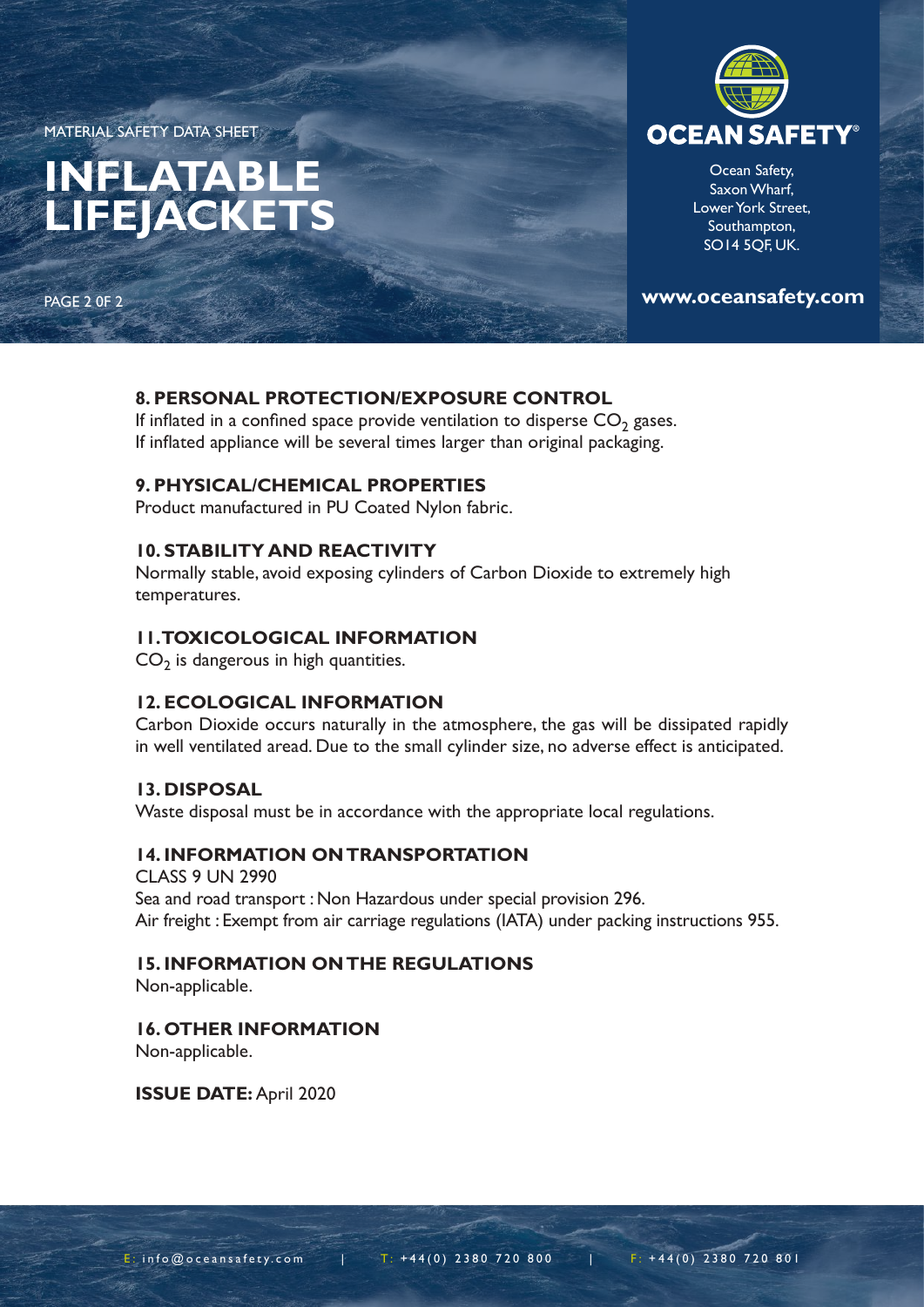MATERIAL SAFETY DATA SHEET

# INFLATABLE LIFEJACKETS

**OCEAN SAFETY**

Ocean Safety,
Saxon Wharf,
Lower York Street,
Southampton,
SO14 5QF, UK.

**www.oceansafety.com**

## 8. PERSONAL PROTECTION/EXPOSURE CONTROL

If inflated in a confined space provide ventilation to disperse $CO_2$ gases.
If inflated appliance will be several times larger than original packaging.

## 9. PHYSICAL/CHEMICAL PROPERTIES

Product manufactured in PU Coated Nylon fabric.

## 10. STABILITY AND REACTIVITY

Normally stable, avoid exposing cylinders of Carbon Dioxide to extremely high temperatures.

## 11. TOXICOLOGICAL INFORMATION

$CO_2$ is dangerous in high quantities.

## 12. ECOLOGICAL INFORMATION

Carbon Dioxide occurs naturally in the atmosphere, the gas will be dissipated rapidly in well ventilated aread. Due to the small cylinder size, no adverse effect is anticipated.

## 13. DISPOSAL

Waste disposal must be in accordance with the appropriate local regulations.

## 14. INFORMATION ON TRANSPORTATION

CLASS 9 UN 2990
Sea and road transport : Non Hazardous under special provision 296.
Air freight : Exempt from air carriage regulations (IATA) under packing instructions 955.

## 15. INFORMATION ON THE REGULATIONS

Non-applicable.

## 16. OTHER INFORMATION

Non-applicable.

**ISSUE DATE:** April 2020

E: info@oceansafety.com | T: +44(0) 2380 720 800 | F: +44(0) 2380 720 801